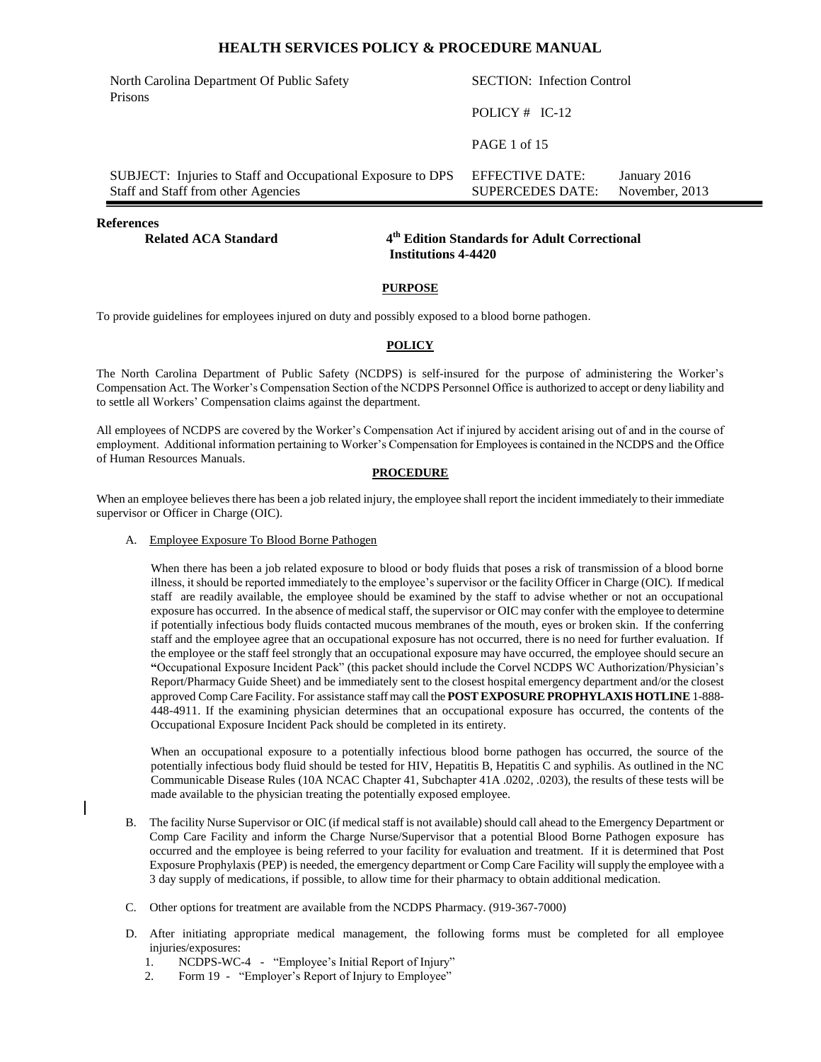# HEALTH SERVICES POLICY & PROCEDURE MANUAL

| | | |
|---|---|---|
| North Carolina Department Of Public Safety Prisons | SECTION: Infection Control | |
| | POLICY # IC-12 | |
| | PAGE 1 of 15 | |
| SUBJECT: Injuries to Staff and Occupational Exposure to DPS Staff and Staff from other Agencies | EFFECTIVE DATE: | January 2016 |
| | SUPERCEDES DATE: | November, 2013 |

**References**

**Related ACA Standard** — **4th Edition Standards for Adult Correctional Institutions 4-4420**

## PURPOSE

To provide guidelines for employees injured on duty and possibly exposed to a blood borne pathogen.

## POLICY

The North Carolina Department of Public Safety (NCDPS) is self-insured for the purpose of administering the Worker's Compensation Act. The Worker's Compensation Section of the NCDPS Personnel Office is authorized to accept or deny liability and to settle all Workers' Compensation claims against the department.

All employees of NCDPS are covered by the Worker's Compensation Act if injured by accident arising out of and in the course of employment. Additional information pertaining to Worker's Compensation for Employees is contained in the NCDPS and the Office of Human Resources Manuals.

## PROCEDURE

When an employee believes there has been a job related injury, the employee shall report the incident immediately to their immediate supervisor or Officer in Charge (OIC).

A. Employee Exposure To Blood Borne Pathogen

When there has been a job related exposure to blood or body fluids that poses a risk of transmission of a blood borne illness, it should be reported immediately to the employee's supervisor or the facility Officer in Charge (OIC). If medical staff are readily available, the employee should be examined by the staff to advise whether or not an occupational exposure has occurred. In the absence of medical staff, the supervisor or OIC may confer with the employee to determine if potentially infectious body fluids contacted mucous membranes of the mouth, eyes or broken skin. If the conferring staff and the employee agree that an occupational exposure has not occurred, there is no need for further evaluation. If the employee or the staff feel strongly that an occupational exposure may have occurred, the employee should secure an "Occupational Exposure Incident Pack" (this packet should include the Corvel NCDPS WC Authorization/Physician's Report/Pharmacy Guide Sheet) and be immediately sent to the closest hospital emergency department and/or the closest approved Comp Care Facility. For assistance staff may call the **POST EXPOSURE PROPHYLAXIS HOTLINE** 1-888-448-4911. If the examining physician determines that an occupational exposure has occurred, the contents of the Occupational Exposure Incident Pack should be completed in its entirety.

When an occupational exposure to a potentially infectious blood borne pathogen has occurred, the source of the potentially infectious body fluid should be tested for HIV, Hepatitis B, Hepatitis C and syphilis. As outlined in the NC Communicable Disease Rules (10A NCAC Chapter 41, Subchapter 41A .0202, .0203), the results of these tests will be made available to the physician treating the potentially exposed employee.

B. The facility Nurse Supervisor or OIC (if medical staff is not available) should call ahead to the Emergency Department or Comp Care Facility and inform the Charge Nurse/Supervisor that a potential Blood Borne Pathogen exposure has occurred and the employee is being referred to your facility for evaluation and treatment. If it is determined that Post Exposure Prophylaxis (PEP) is needed, the emergency department or Comp Care Facility will supply the employee with a 3 day supply of medications, if possible, to allow time for their pharmacy to obtain additional medication.

C. Other options for treatment are available from the NCDPS Pharmacy. (919-367-7000)

D. After initiating appropriate medical management, the following forms must be completed for all employee injuries/exposures:
   1. NCDPS-WC-4 - "Employee's Initial Report of Injury"
   2. Form 19 - "Employer's Report of Injury to Employee"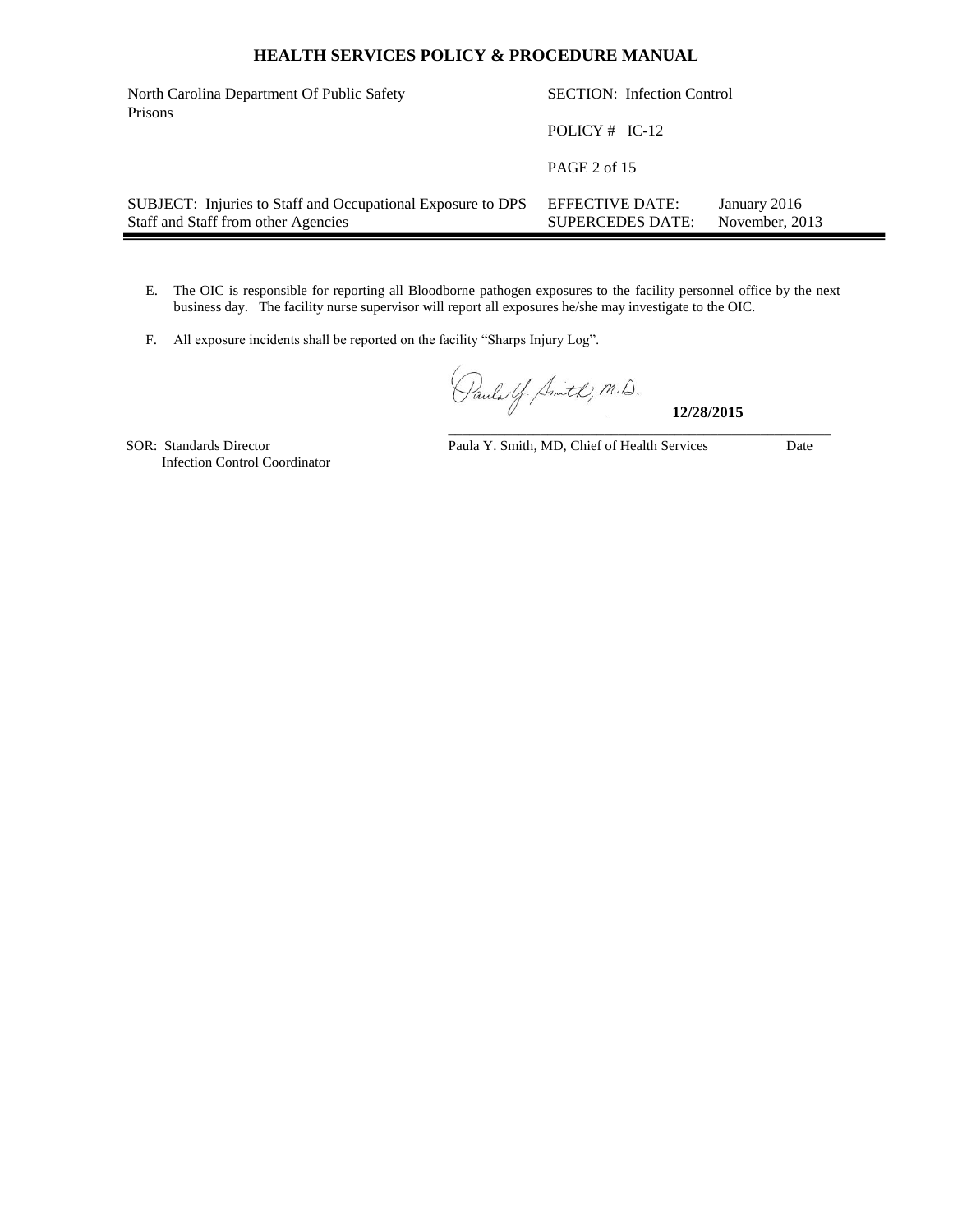E. The OIC is responsible for reporting all Bloodborne pathogen exposures to the facility personnel office by the next business day. The facility nurse supervisor will report all exposures he/she may investigate to the OIC.

F. All exposure incidents shall be reported on the facility "Sharps Injury Log".

Paula Y. Smith, M.D. **12/28/2015**

Paula Y. Smith, MD, Chief of Health Services Date

SOR: Standards Director
Infection Control Coordinator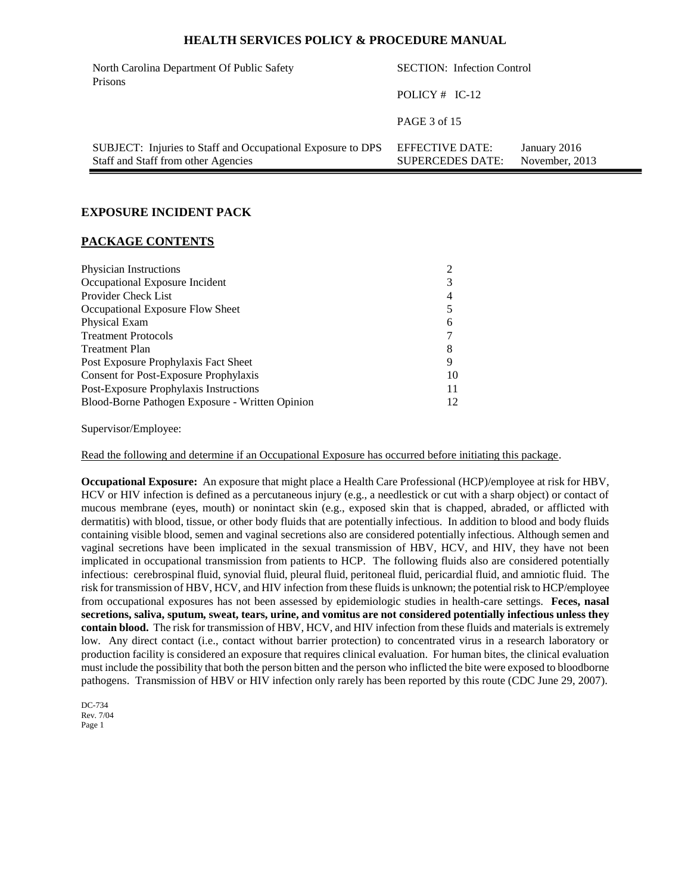## EXPOSURE INCIDENT PACK

## PACKAGE CONTENTS

| | |
|---|---|
| Physician Instructions | 2 |
| Occupational Exposure Incident | 3 |
| Provider Check List | 4 |
| Occupational Exposure Flow Sheet | 5 |
| Physical Exam | 6 |
| Treatment Protocols | 7 |
| Treatment Plan | 8 |
| Post Exposure Prophylaxis Fact Sheet | 9 |
| Consent for Post-Exposure Prophylaxis | 10 |
| Post-Exposure Prophylaxis Instructions | 11 |
| Blood-Borne Pathogen Exposure - Written Opinion | 12 |

Supervisor/Employee:

Read the following and determine if an Occupational Exposure has occurred before initiating this package.

**Occupational Exposure:** An exposure that might place a Health Care Professional (HCP)/employee at risk for HBV, HCV or HIV infection is defined as a percutaneous injury (e.g., a needlestick or cut with a sharp object) or contact of mucous membrane (eyes, mouth) or nonintact skin (e.g., exposed skin that is chapped, abraded, or afflicted with dermatitis) with blood, tissue, or other body fluids that are potentially infectious. In addition to blood and body fluids containing visible blood, semen and vaginal secretions also are considered potentially infectious. Although semen and vaginal secretions have been implicated in the sexual transmission of HBV, HCV, and HIV, they have not been implicated in occupational transmission from patients to HCP. The following fluids also are considered potentially infectious: cerebrospinal fluid, synovial fluid, pleural fluid, peritoneal fluid, pericardial fluid, and amniotic fluid. The risk for transmission of HBV, HCV, and HIV infection from these fluids is unknown; the potential risk to HCP/employee from occupational exposures has not been assessed by epidemiologic studies in health-care settings. **Feces, nasal secretions, saliva, sputum, sweat, tears, urine, and vomitus are not considered potentially infectious unless they contain blood.** The risk for transmission of HBV, HCV, and HIV infection from these fluids and materials is extremely low. Any direct contact (i.e., contact without barrier protection) to concentrated virus in a research laboratory or production facility is considered an exposure that requires clinical evaluation. For human bites, the clinical evaluation must include the possibility that both the person bitten and the person who inflicted the bite were exposed to bloodborne pathogens. Transmission of HBV or HIV infection only rarely has been reported by this route (CDC June 29, 2007).

DC-734
Rev. 7/04
Page 1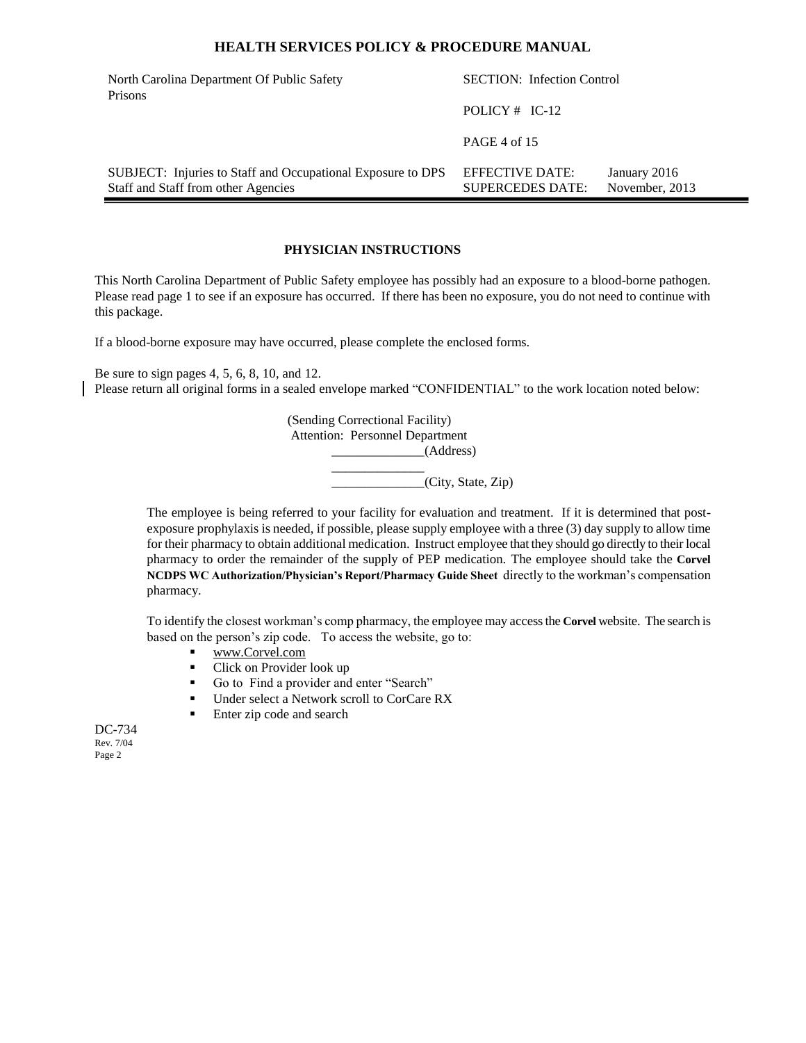## PHYSICIAN INSTRUCTIONS

This North Carolina Department of Public Safety employee has possibly had an exposure to a blood-borne pathogen. Please read page 1 to see if an exposure has occurred. If there has been no exposure, you do not need to continue with this package.

If a blood-borne exposure may have occurred, please complete the enclosed forms.

Be sure to sign pages 4, 5, 6, 8, 10, and 12.
Please return all original forms in a sealed envelope marked "CONFIDENTIAL" to the work location noted below:

(Sending Correctional Facility)
Attention: Personnel Department
______________(Address)
______________
______________(City, State, Zip)

The employee is being referred to your facility for evaluation and treatment. If it is determined that post-exposure prophylaxis is needed, if possible, please supply employee with a three (3) day supply to allow time for their pharmacy to obtain additional medication. Instruct employee that they should go directly to their local pharmacy to order the remainder of the supply of PEP medication. The employee should take the **Corvel NCDPS WC Authorization/Physician's Report/Pharmacy Guide Sheet** directly to the workman's compensation pharmacy.

To identify the closest workman's comp pharmacy, the employee may access the **Corvel** website. The search is based on the person's zip code. To access the website, go to:

- www.Corvel.com
- Click on Provider look up
- Go to Find a provider and enter "Search"
- Under select a Network scroll to CorCare RX
- Enter zip code and search

DC-734
Rev. 7/04
Page 2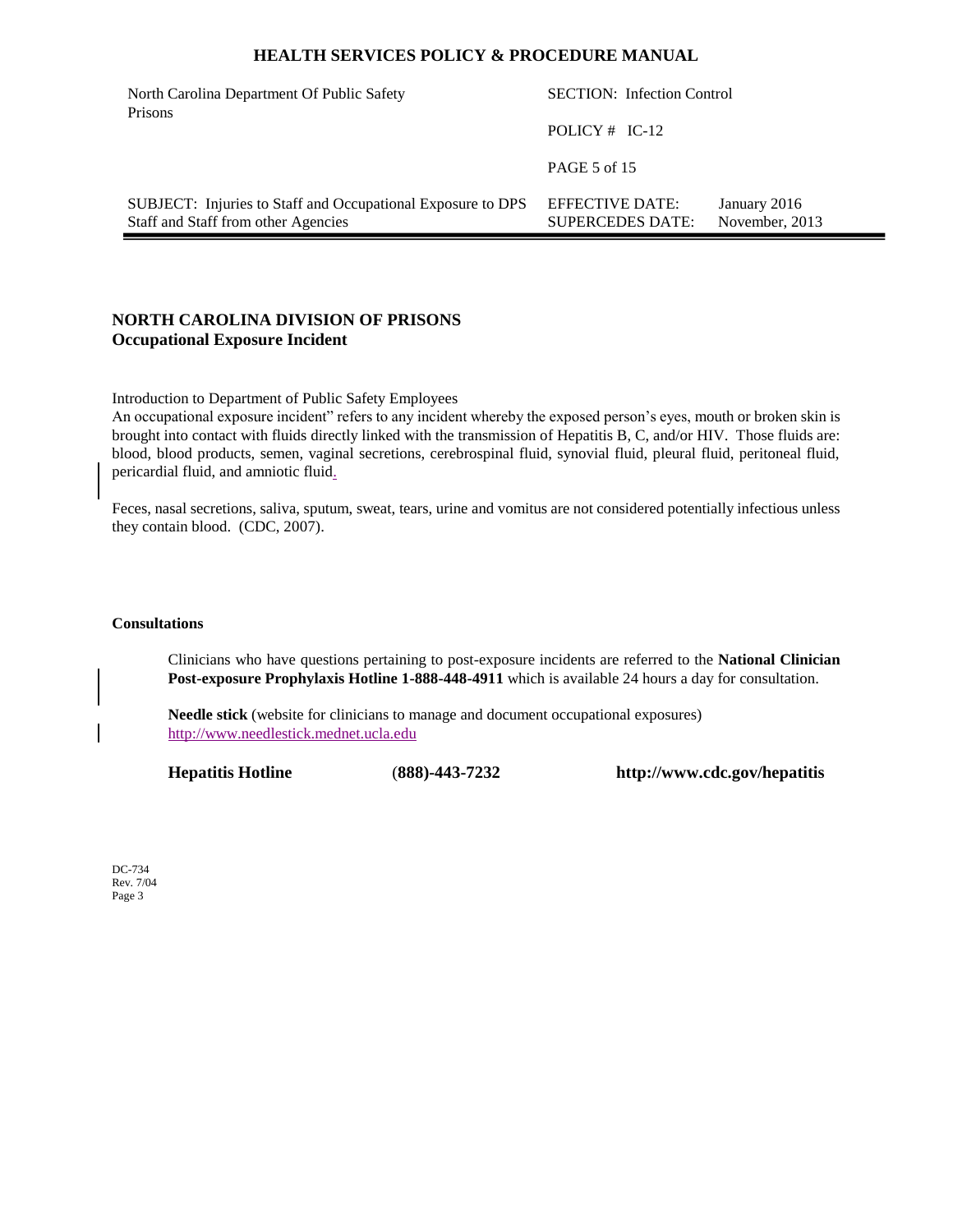## NORTH CAROLINA DIVISION OF PRISONS
### Occupational Exposure Incident

Introduction to Department of Public Safety Employees

An occupational exposure incident" refers to any incident whereby the exposed person's eyes, mouth or broken skin is brought into contact with fluids directly linked with the transmission of Hepatitis B, C, and/or HIV. Those fluids are: blood, blood products, semen, vaginal secretions, cerebrospinal fluid, synovial fluid, pleural fluid, peritoneal fluid, pericardial fluid, and amniotic fluid.

Feces, nasal secretions, saliva, sputum, sweat, tears, urine and vomitus are not considered potentially infectious unless they contain blood. (CDC, 2007).

**Consultations**

Clinicians who have questions pertaining to post-exposure incidents are referred to the **National Clinician Post-exposure Prophylaxis Hotline 1-888-448-4911** which is available 24 hours a day for consultation.

**Needle stick** (website for clinicians to manage and document occupational exposures) http://www.needlestick.mednet.ucla.edu

**Hepatitis Hotline** (**888)-443-7232** **http://www.cdc.gov/hepatitis**

DC-734
Rev. 7/04
Page 3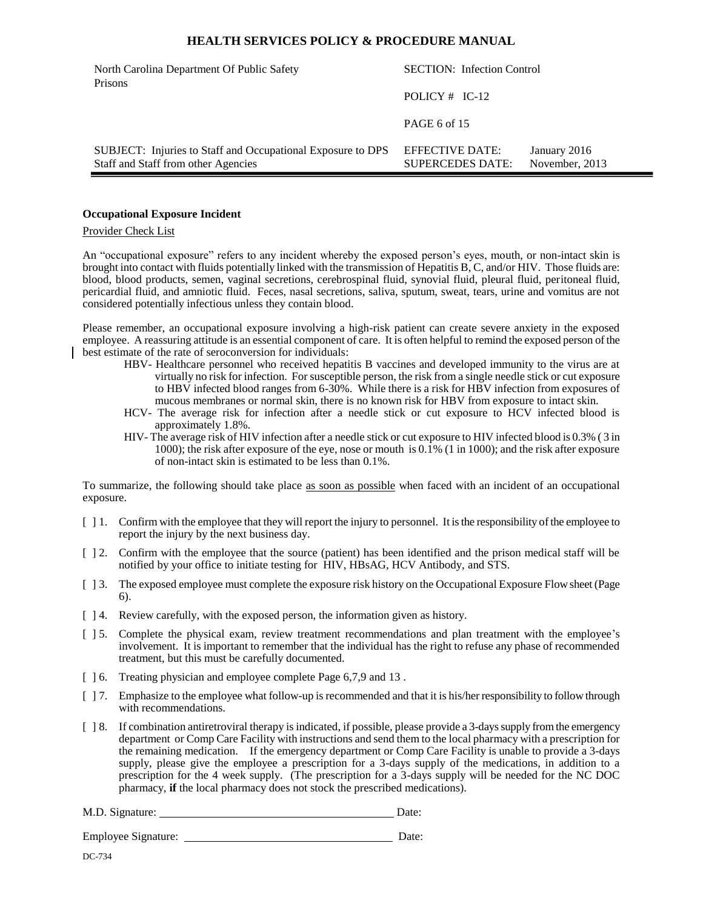## Occupational Exposure Incident

Provider Check List

An "occupational exposure" refers to any incident whereby the exposed person's eyes, mouth, or non-intact skin is brought into contact with fluids potentially linked with the transmission of Hepatitis B, C, and/or HIV. Those fluids are: blood, blood products, semen, vaginal secretions, cerebrospinal fluid, synovial fluid, pleural fluid, peritoneal fluid, pericardial fluid, and amniotic fluid. Feces, nasal secretions, saliva, sputum, sweat, tears, urine and vomitus are not considered potentially infectious unless they contain blood.

Please remember, an occupational exposure involving a high-risk patient can create severe anxiety in the exposed employee. A reassuring attitude is an essential component of care. It is often helpful to remind the exposed person of the best estimate of the rate of seroconversion for individuals:

- HBV- Healthcare personnel who received hepatitis B vaccines and developed immunity to the virus are at virtually no risk for infection. For susceptible person, the risk from a single needle stick or cut exposure to HBV infected blood ranges from 6-30%. While there is a risk for HBV infection from exposures of mucous membranes or normal skin, there is no known risk for HBV from exposure to intact skin.
- HCV- The average risk for infection after a needle stick or cut exposure to HCV infected blood is approximately 1.8%.
- HIV- The average risk of HIV infection after a needle stick or cut exposure to HIV infected blood is 0.3% ( 3 in 1000); the risk after exposure of the eye, nose or mouth is 0.1% (1 in 1000); and the risk after exposure of non-intact skin is estimated to be less than 0.1%.

To summarize, the following should take place as soon as possible when faced with an incident of an occupational exposure.

[ ] 1. Confirm with the employee that they will report the injury to personnel. It is the responsibility of the employee to report the injury by the next business day.

[ ] 2. Confirm with the employee that the source (patient) has been identified and the prison medical staff will be notified by your office to initiate testing for HIV, HBsAG, HCV Antibody, and STS.

[ ] 3. The exposed employee must complete the exposure risk history on the Occupational Exposure Flow sheet (Page 6).

[ ] 4. Review carefully, with the exposed person, the information given as history.

[ ] 5. Complete the physical exam, review treatment recommendations and plan treatment with the employee's involvement. It is important to remember that the individual has the right to refuse any phase of recommended treatment, but this must be carefully documented.

[ ] 6. Treating physician and employee complete Page 6,7,9 and 13 .

[ ] 7. Emphasize to the employee what follow-up is recommended and that it is his/her responsibility to follow through with recommendations.

[ ] 8. If combination antiretroviral therapy is indicated, if possible, please provide a 3-days supply from the emergency department or Comp Care Facility with instructions and send them to the local pharmacy with a prescription for the remaining medication. If the emergency department or Comp Care Facility is unable to provide a 3-days supply, please give the employee a prescription for a 3-days supply of the medications, in addition to a prescription for the 4 week supply. (The prescription for a 3-days supply will be needed for the NC DOC pharmacy, **if** the local pharmacy does not stock the prescribed medications).

M.D. Signature: ________________________________________ Date:

Employee Signature: ____________________________________ Date:

DC-734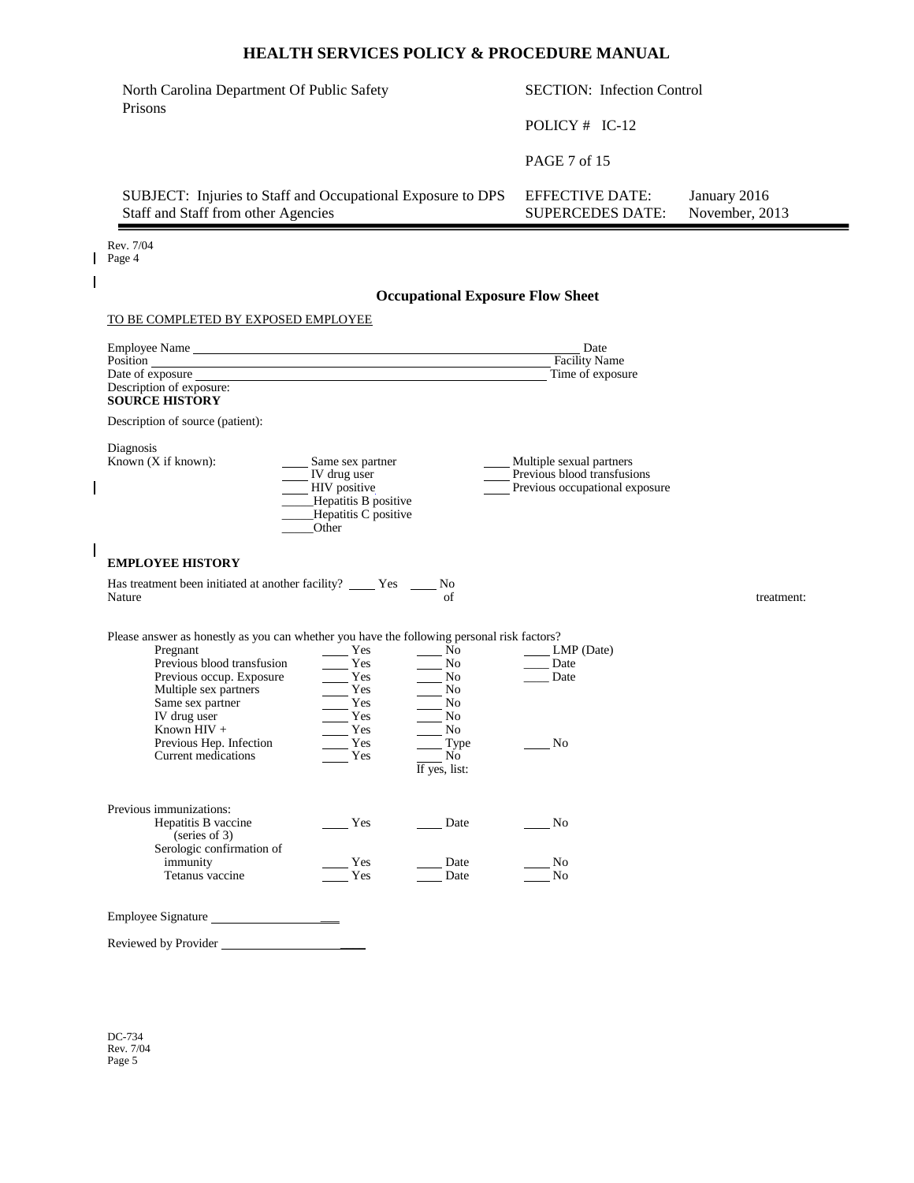Rev. 7/04
Page 4

## Occupational Exposure Flow Sheet

TO BE COMPLETED BY EXPOSED EMPLOYEE

Employee Name ______________________________ Date
Position ______________________________ Facility Name
Date of exposure ______________________________ Time of exposure
Description of exposure:

**SOURCE HISTORY**

Description of source (patient):

Diagnosis
Known (X if known):

____ Same sex partner
____ IV drug user
____ HIV positive
____ Hepatitis B positive
____ Hepatitis C positive
____ Other
____ Multiple sexual partners
____ Previous blood transfusions
____ Previous occupational exposure

**EMPLOYEE HISTORY**

Has treatment been initiated at another facility? ____ Yes ____ No
Nature of treatment:

Please answer as honestly as you can whether you have the following personal risk factors?

| | | | |
|---|---|---|---|
| Pregnant | ____ Yes | ____ No | ____ LMP (Date) |
| Previous blood transfusion | ____ Yes | ____ No | ____ Date |
| Previous occup. Exposure | ____ Yes | ____ No | ____ Date |
| Multiple sex partners | ____ Yes | ____ No | |
| Same sex partner | ____ Yes | ____ No | |
| IV drug user | ____ Yes | ____ No | |
| Known HIV + | ____ Yes | ____ No | |
| Previous Hep. Infection | ____ Yes | ____ Type | ____ No |
| Current medications | ____ Yes | ____ No<br>If yes, list: | |

Previous immunizations:

| | | | |
|---|---|---|---|
| Hepatitis B vaccine (series of 3) | ____ Yes | ____ Date | ____ No |
| Serologic confirmation of immunity | ____ Yes | ____ Date | ____ No |
| Tetanus vaccine | ____ Yes | ____ Date | ____ No |

Employee Signature ______________________

Reviewed by Provider ______________________

DC-734
Rev. 7/04
Page 5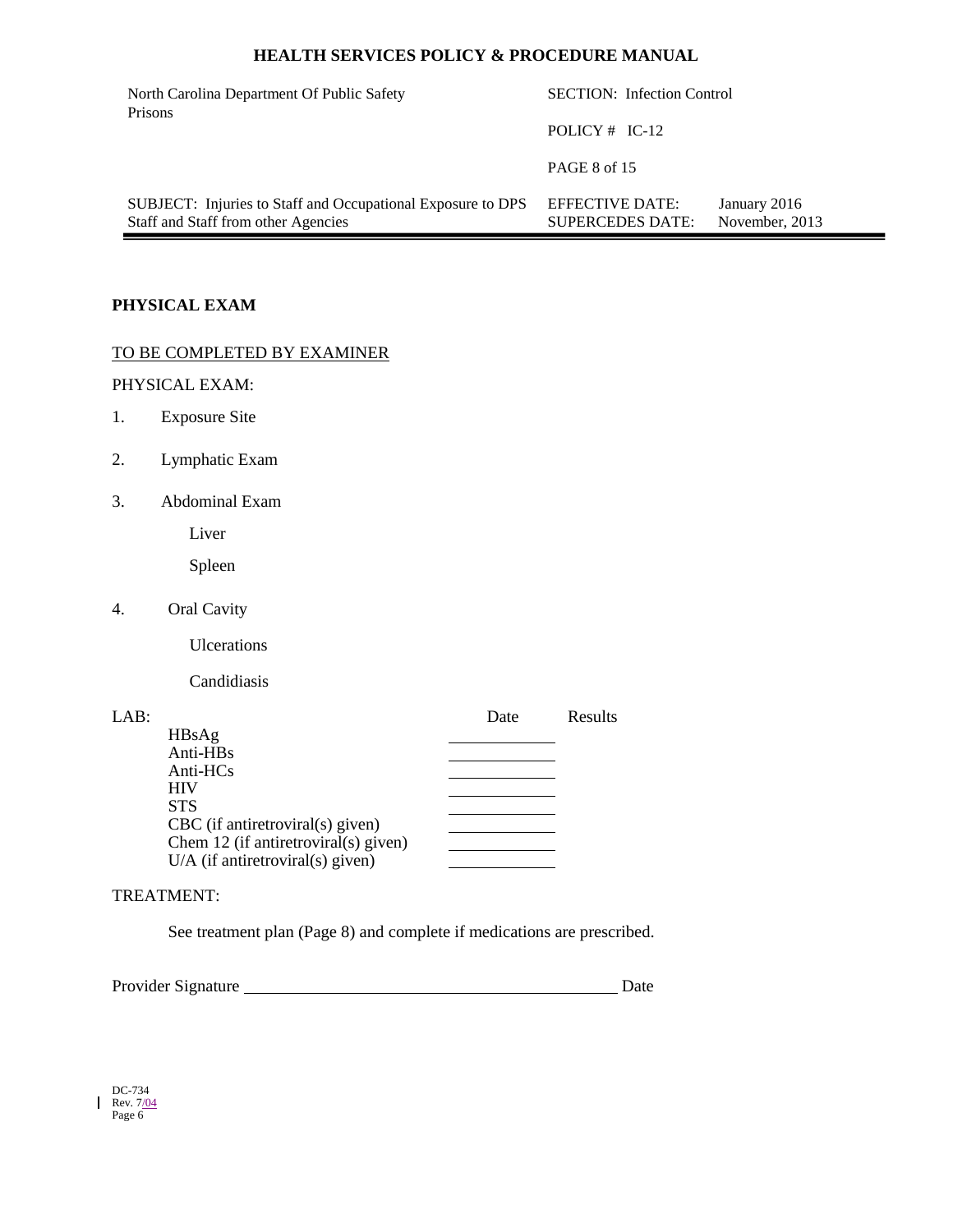## PHYSICAL EXAM

TO BE COMPLETED BY EXAMINER

PHYSICAL EXAM:

1. Exposure Site

2. Lymphatic Exam

3. Abdominal Exam

    Liver

    Spleen

4. Oral Cavity

    Ulcerations

    Candidiasis

| LAB: | Date | Results |
|---|---|---|
| HBsAg | ____________ | |
| Anti-HBs | ____________ | |
| Anti-HCs | ____________ | |
| HIV | ____________ | |
| STS | ____________ | |
| CBC (if antiretroviral(s) given) | ____________ | |
| Chem 12 (if antiretroviral(s) given) | ____________ | |
| U/A (if antiretroviral(s) given) | ____________ | |

TREATMENT:

See treatment plan (Page 8) and complete if medications are prescribed.

Provider Signature ____________________________________________ Date

DC-734
Rev. 7/04
Page 6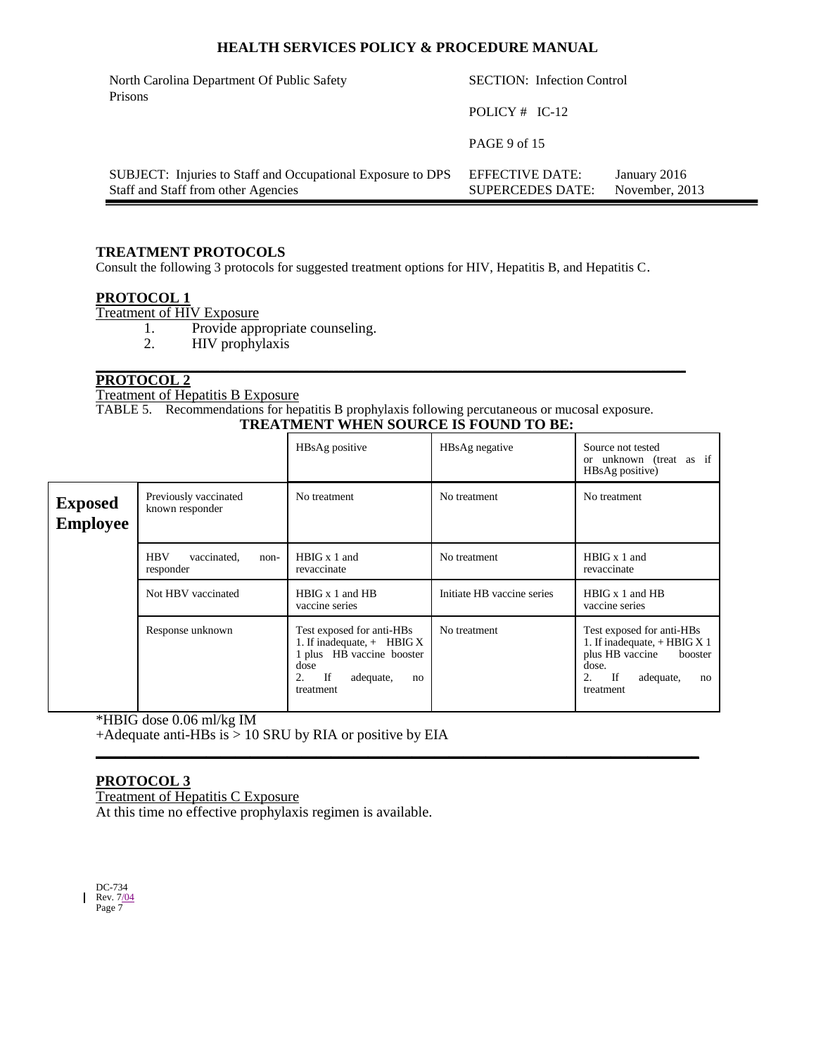**TREATMENT PROTOCOLS**

Consult the following 3 protocols for suggested treatment options for HIV, Hepatitis B, and Hepatitis C.

**PROTOCOL 1**

Treatment of HIV Exposure

1. Provide appropriate counseling.
2. HIV prophylaxis

**PROTOCOL 2**

Treatment of Hepatitis B Exposure

TABLE 5. Recommendations for hepatitis B prophylaxis following percutaneous or mucosal exposure.

**TREATMENT WHEN SOURCE IS FOUND TO BE:**

| | | HBsAg positive | HBsAg negative | Source not tested or unknown (treat as if HBsAg positive) |
|---|---|---|---|---|
| **Exposed Employee** | Previously vaccinated known responder | No treatment | No treatment | No treatment |
| | HBV vaccinated, non-responder | HBIG x 1 and revaccinate | No treatment | HBIG x 1 and revaccinate |
| | Not HBV vaccinated | HBIG x 1 and HB vaccine series | Initiate HB vaccine series | HBIG x 1 and HB vaccine series |
| | Response unknown | Test exposed for anti-HBs 1. If inadequate, + HBIG X 1 plus HB vaccine booster dose 2. If adequate, no treatment | No treatment | Test exposed for anti-HBs 1. If inadequate, + HBIG X 1 plus HB vaccine booster dose. 2. If adequate, no treatment |

*HBIG dose 0.06 ml/kg IM

+Adequate anti-HBs is > 10 SRU by RIA or positive by EIA

**PROTOCOL 3**

Treatment of Hepatitis C Exposure

At this time no effective prophylaxis regimen is available.

DC-734
Rev. 7/04
Page 7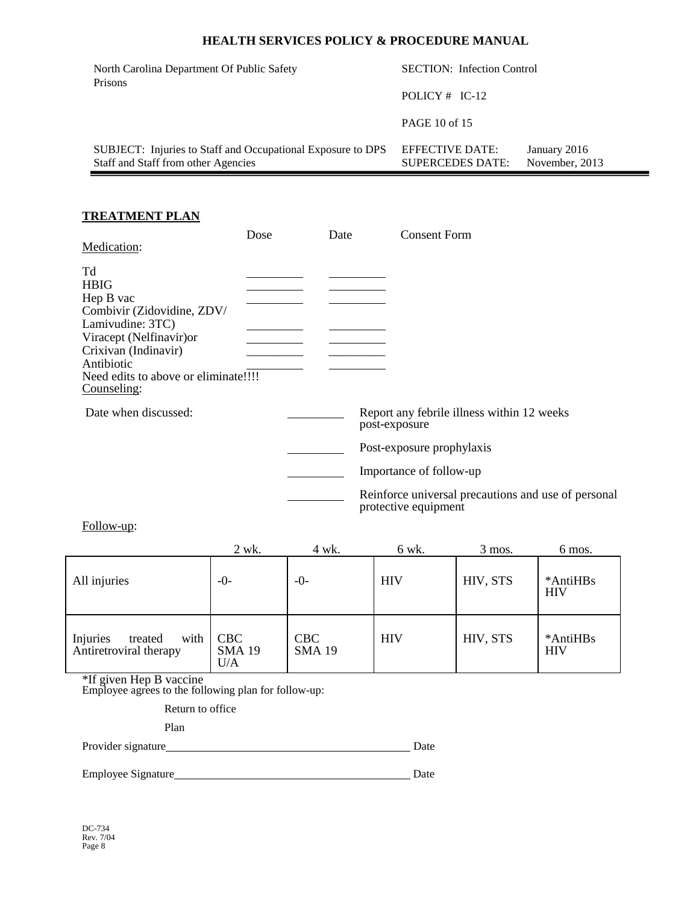## TREATMENT PLAN

| Medication: | Dose | Date | Consent Form |
|---|---|---|---|
| Td | ________ | ________ | |
| HBIG | ________ | ________ | |
| Hep B vac | ________ | ________ | |
| Combivir (Zidovidine, ZDV/ Lamivudine: 3TC) | ________ | ________ | |
| Viracept (Nelfinavir)or | ________ | ________ | |
| Crixivan (Indinavir) | ________ | ________ | |
| Antibiotic | ________ | ________ | |

Need edits to above or eliminate!!!!

Counseling:

Date when discussed:

________ Report any febrile illness within 12 weeks post-exposure

________ Post-exposure prophylaxis

________ Importance of follow-up

________ Reinforce universal precautions and use of personal protective equipment

Follow-up:

| | 2 wk. | 4 wk. | 6 wk. | 3 mos. | 6 mos. |
|---|---|---|---|---|---|
| All injuries | -0- | -0- | HIV | HIV, STS | *AntiHBs HIV |
| Injuries treated with Antiretroviral therapy | CBC SMA 19 U/A | CBC SMA 19 | HIV | HIV, STS | *AntiHBs HIV |

*If given Hep B vaccine

Employee agrees to the following plan for follow-up:

Return to office

Plan

Provider signature____________________________________________ Date

Employee Signature___________________________________________ Date

DC-734
Rev. 7/04
Page 8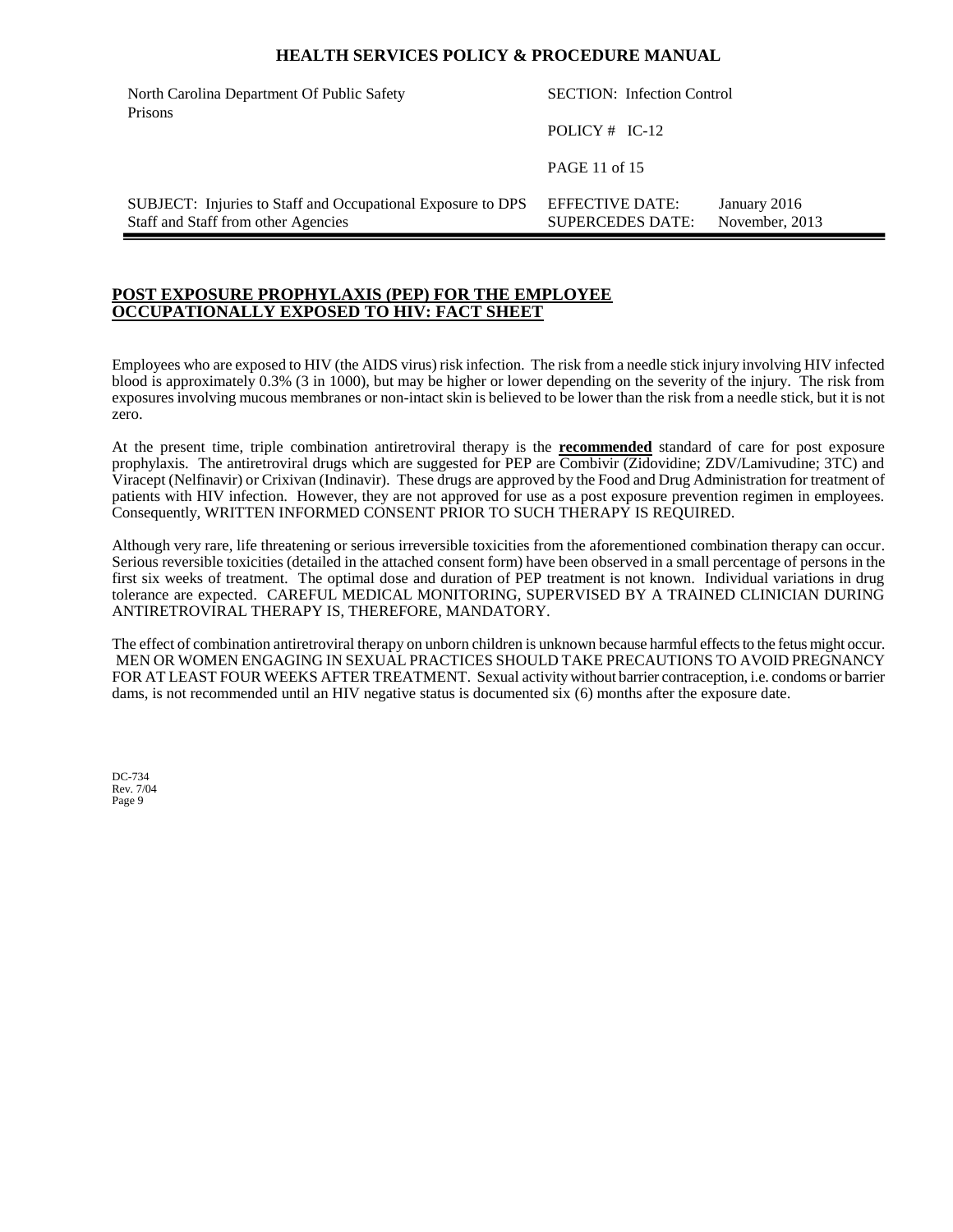## POST EXPOSURE PROPHYLAXIS (PEP) FOR THE EMPLOYEE OCCUPATIONALLY EXPOSED TO HIV: FACT SHEET

Employees who are exposed to HIV (the AIDS virus) risk infection. The risk from a needle stick injury involving HIV infected blood is approximately 0.3% (3 in 1000), but may be higher or lower depending on the severity of the injury. The risk from exposures involving mucous membranes or non-intact skin is believed to be lower than the risk from a needle stick, but it is not zero.

At the present time, triple combination antiretroviral therapy is the **recommended** standard of care for post exposure prophylaxis. The antiretroviral drugs which are suggested for PEP are Combivir (Zidovidine; ZDV/Lamivudine; 3TC) and Viracept (Nelfinavir) or Crixivan (Indinavir). These drugs are approved by the Food and Drug Administration for treatment of patients with HIV infection. However, they are not approved for use as a post exposure prevention regimen in employees. Consequently, WRITTEN INFORMED CONSENT PRIOR TO SUCH THERAPY IS REQUIRED.

Although very rare, life threatening or serious irreversible toxicities from the aforementioned combination therapy can occur. Serious reversible toxicities (detailed in the attached consent form) have been observed in a small percentage of persons in the first six weeks of treatment. The optimal dose and duration of PEP treatment is not known. Individual variations in drug tolerance are expected. CAREFUL MEDICAL MONITORING, SUPERVISED BY A TRAINED CLINICIAN DURING ANTIRETROVIRAL THERAPY IS, THEREFORE, MANDATORY.

The effect of combination antiretroviral therapy on unborn children is unknown because harmful effects to the fetus might occur. MEN OR WOMEN ENGAGING IN SEXUAL PRACTICES SHOULD TAKE PRECAUTIONS TO AVOID PREGNANCY FOR AT LEAST FOUR WEEKS AFTER TREATMENT. Sexual activity without barrier contraception, i.e. condoms or barrier dams, is not recommended until an HIV negative status is documented six (6) months after the exposure date.

DC-734
Rev. 7/04
Page 9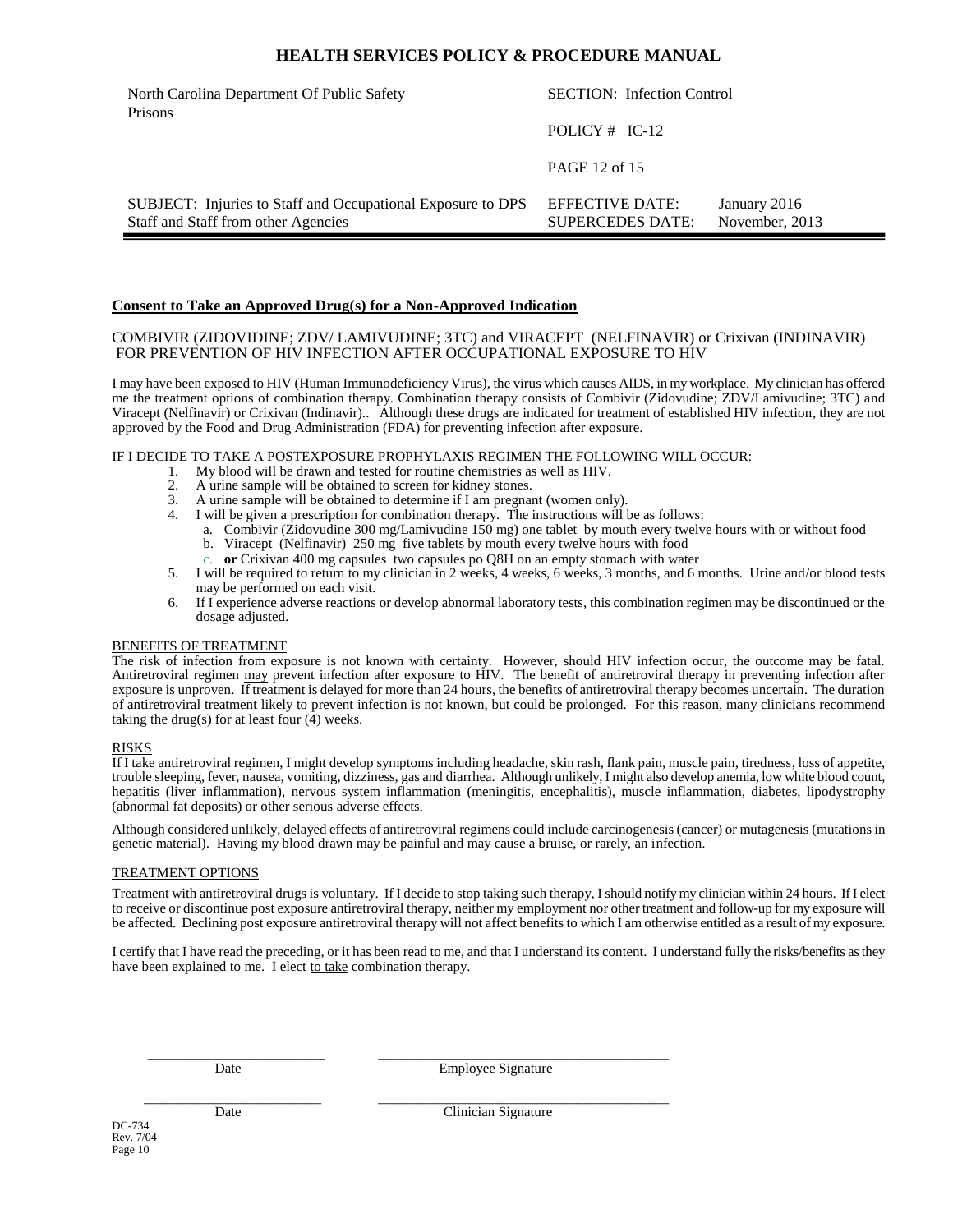## Consent to Take an Approved Drug(s) for a Non-Approved Indication

COMBIVIR (ZIDOVIDINE; ZDV/ LAMIVUDINE; 3TC) and VIRACEPT (NELFINAVIR) or Crixivan (INDINAVIR) FOR PREVENTION OF HIV INFECTION AFTER OCCUPATIONAL EXPOSURE TO HIV

I may have been exposed to HIV (Human Immunodeficiency Virus), the virus which causes AIDS, in my workplace. My clinician has offered me the treatment options of combination therapy. Combination therapy consists of Combivir (Zidovudine; ZDV/Lamivudine; 3TC) and Viracept (Nelfinavir) or Crixivan (Indinavir).. Although these drugs are indicated for treatment of established HIV infection, they are not approved by the Food and Drug Administration (FDA) for preventing infection after exposure.

IF I DECIDE TO TAKE A POSTEXPOSURE PROPHYLAXIS REGIMEN THE FOLLOWING WILL OCCUR:

1. My blood will be drawn and tested for routine chemistries as well as HIV.
2. A urine sample will be obtained to screen for kidney stones.
3. A urine sample will be obtained to determine if I am pregnant (women only).
4. I will be given a prescription for combination therapy. The instructions will be as follows:
   a. Combivir (Zidovudine 300 mg/Lamivudine 150 mg) one tablet by mouth every twelve hours with or without food
   b. Viracept (Nelfinavir) 250 mg five tablets by mouth every twelve hours with food
   c. **or** Crixivan 400 mg capsules two capsules po Q8H on an empty stomach with water
5. I will be required to return to my clinician in 2 weeks, 4 weeks, 6 weeks, 3 months, and 6 months. Urine and/or blood tests may be performed on each visit.
6. If I experience adverse reactions or develop abnormal laboratory tests, this combination regimen may be discontinued or the dosage adjusted.

BENEFITS OF TREATMENT

The risk of infection from exposure is not known with certainty. However, should HIV infection occur, the outcome may be fatal. Antiretroviral regimen may prevent infection after exposure to HIV. The benefit of antiretroviral therapy in preventing infection after exposure is unproven. If treatment is delayed for more than 24 hours, the benefits of antiretroviral therapy becomes uncertain. The duration of antiretroviral treatment likely to prevent infection is not known, but could be prolonged. For this reason, many clinicians recommend taking the drug(s) for at least four (4) weeks.

RISKS

If I take antiretroviral regimen, I might develop symptoms including headache, skin rash, flank pain, muscle pain, tiredness, loss of appetite, trouble sleeping, fever, nausea, vomiting, dizziness, gas and diarrhea. Although unlikely, I might also develop anemia, low white blood count, hepatitis (liver inflammation), nervous system inflammation (meningitis, encephalitis), muscle inflammation, diabetes, lipodystrophy (abnormal fat deposits) or other serious adverse effects.

Although considered unlikely, delayed effects of antiretroviral regimens could include carcinogenesis (cancer) or mutagenesis (mutations in genetic material). Having my blood drawn may be painful and may cause a bruise, or rarely, an infection.

TREATMENT OPTIONS

Treatment with antiretroviral drugs is voluntary. If I decide to stop taking such therapy, I should notify my clinician within 24 hours. If I elect to receive or discontinue post exposure antiretroviral therapy, neither my employment nor other treatment and follow-up for my exposure will be affected. Declining post exposure antiretroviral therapy will not affect benefits to which I am otherwise entitled as a result of my exposure.

I certify that I have read the preceding, or it has been read to me, and that I understand its content. I understand fully the risks/benefits as they have been explained to me. I elect to take combination therapy.

\_\_\_\_\_\_\_\_\_\_\_\_\_\_\_\_\_\_\_\_\_\_\_\_ Date &nbsp;&nbsp;&nbsp;&nbsp; \_\_\_\_\_\_\_\_\_\_\_\_\_\_\_\_\_\_\_\_\_\_\_\_\_\_\_\_\_\_\_\_\_\_\_\_ Employee Signature

\_\_\_\_\_\_\_\_\_\_\_\_\_\_\_\_\_\_\_\_\_\_\_\_ Date &nbsp;&nbsp;&nbsp;&nbsp; \_\_\_\_\_\_\_\_\_\_\_\_\_\_\_\_\_\_\_\_\_\_\_\_\_\_\_\_\_\_\_\_\_\_\_\_ Clinician Signature

DC-734
Rev. 7/04
Page 10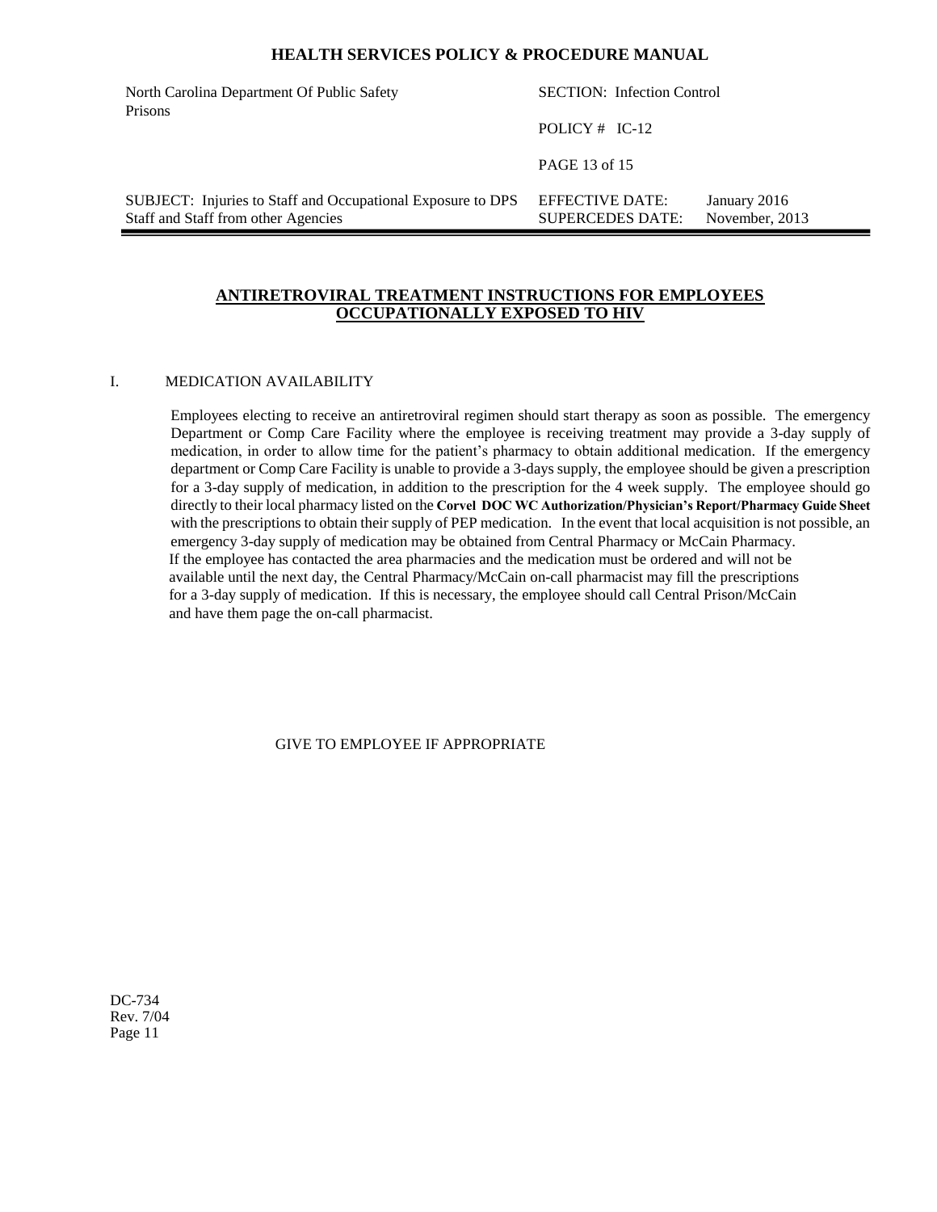## ANTIRETROVIRAL TREATMENT INSTRUCTIONS FOR EMPLOYEES OCCUPATIONALLY EXPOSED TO HIV

I. MEDICATION AVAILABILITY

Employees electing to receive an antiretroviral regimen should start therapy as soon as possible. The emergency Department or Comp Care Facility where the employee is receiving treatment may provide a 3-day supply of medication, in order to allow time for the patient's pharmacy to obtain additional medication. If the emergency department or Comp Care Facility is unable to provide a 3-days supply, the employee should be given a prescription for a 3-day supply of medication, in addition to the prescription for the 4 week supply. The employee should go directly to their local pharmacy listed on the **Corvel DOC WC Authorization/Physician's Report/Pharmacy Guide Sheet** with the prescriptions to obtain their supply of PEP medication. In the event that local acquisition is not possible, an emergency 3-day supply of medication may be obtained from Central Pharmacy or McCain Pharmacy. If the employee has contacted the area pharmacies and the medication must be ordered and will not be available until the next day, the Central Pharmacy/McCain on-call pharmacist may fill the prescriptions for a 3-day supply of medication. If this is necessary, the employee should call Central Prison/McCain and have them page the on-call pharmacist.

GIVE TO EMPLOYEE IF APPROPRIATE

DC-734
Rev. 7/04
Page 11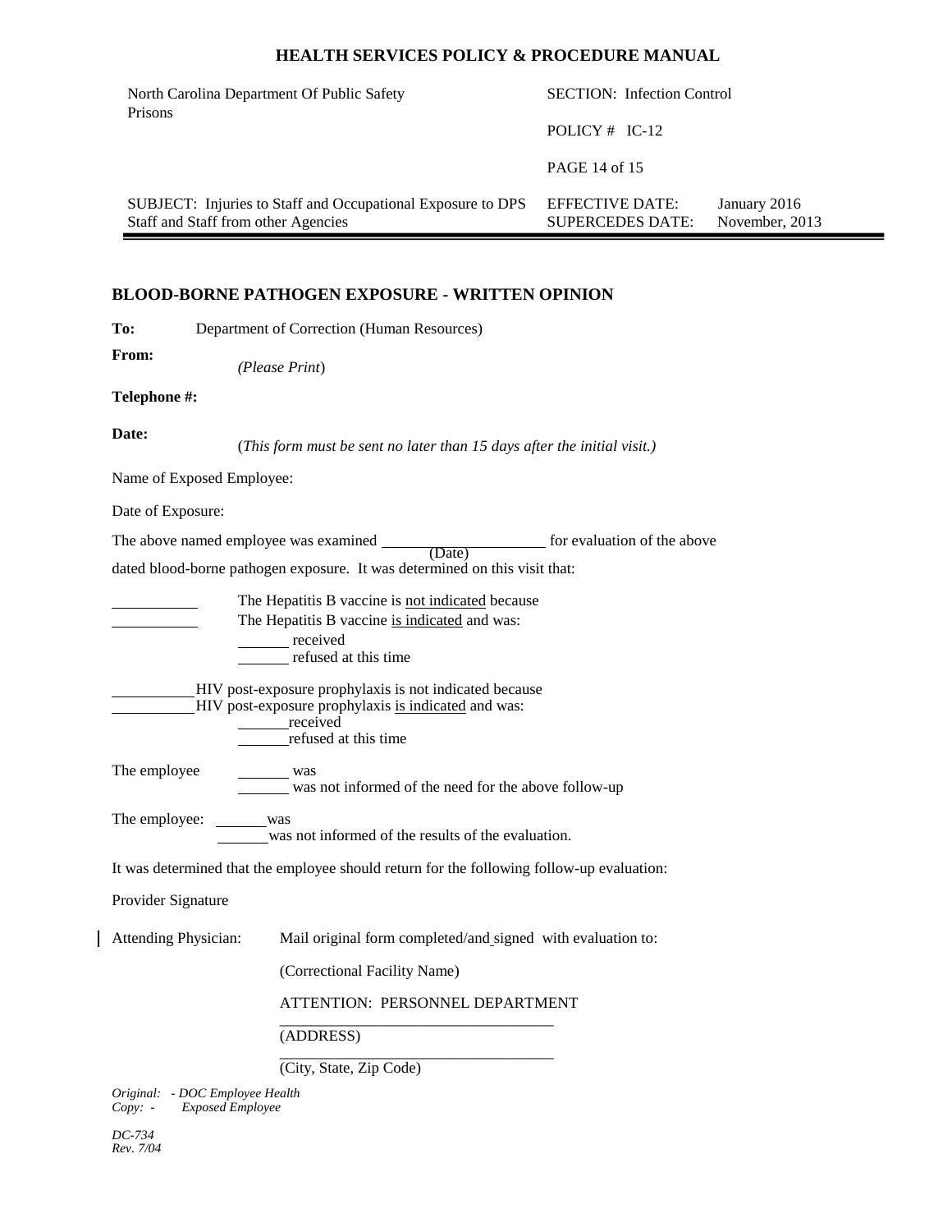## BLOOD-BORNE PATHOGEN EXPOSURE - WRITTEN OPINION

**To:** Department of Correction (Human Resources)

**From:** *(Please Print*)

**Telephone #:**

**Date:** (*This form must be sent no later than 15 days after the initial visit.)*

Name of Exposed Employee:

Date of Exposure:

The above named employee was examined ____________________ (Date) for evaluation of the above dated blood-borne pathogen exposure. It was determined on this visit that:

__________ The Hepatitis B vaccine is not indicated because

__________ The Hepatitis B vaccine is indicated and was:

______ received

______ refused at this time

__________ HIV post-exposure prophylaxis is not indicated because

__________ HIV post-exposure prophylaxis is indicated and was:

______ received

______ refused at this time

The employee ______ was

______ was not informed of the need for the above follow-up

The employee: ______ was

______ was not informed of the results of the evaluation.

It was determined that the employee should return for the following follow-up evaluation:

Provider Signature

Attending Physician: Mail original form completed/and signed with evaluation to:

(Correctional Facility Name)

ATTENTION: PERSONNEL DEPARTMENT

___________________________________

(ADDRESS)

___________________________________

(City, State, Zip Code)

*Original: - DOC Employee Health*
*Copy: - Exposed Employee*

*DC-734*
*Rev. 7/04*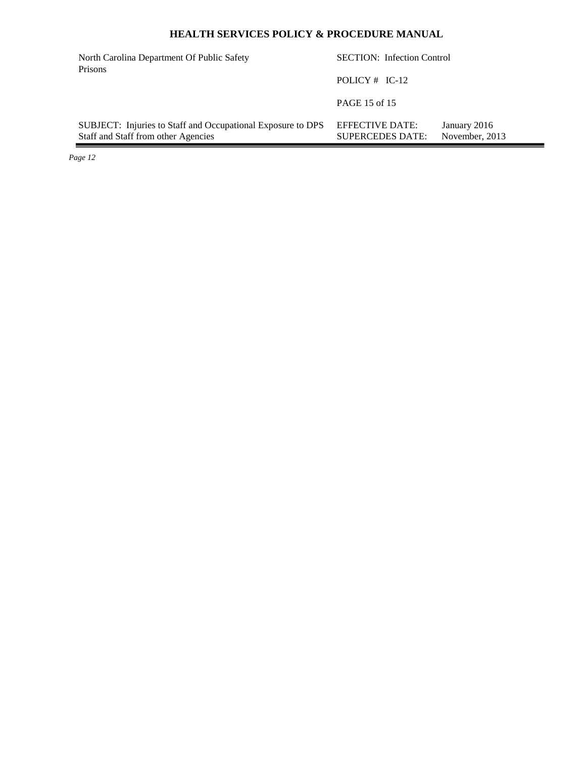*Page 12*